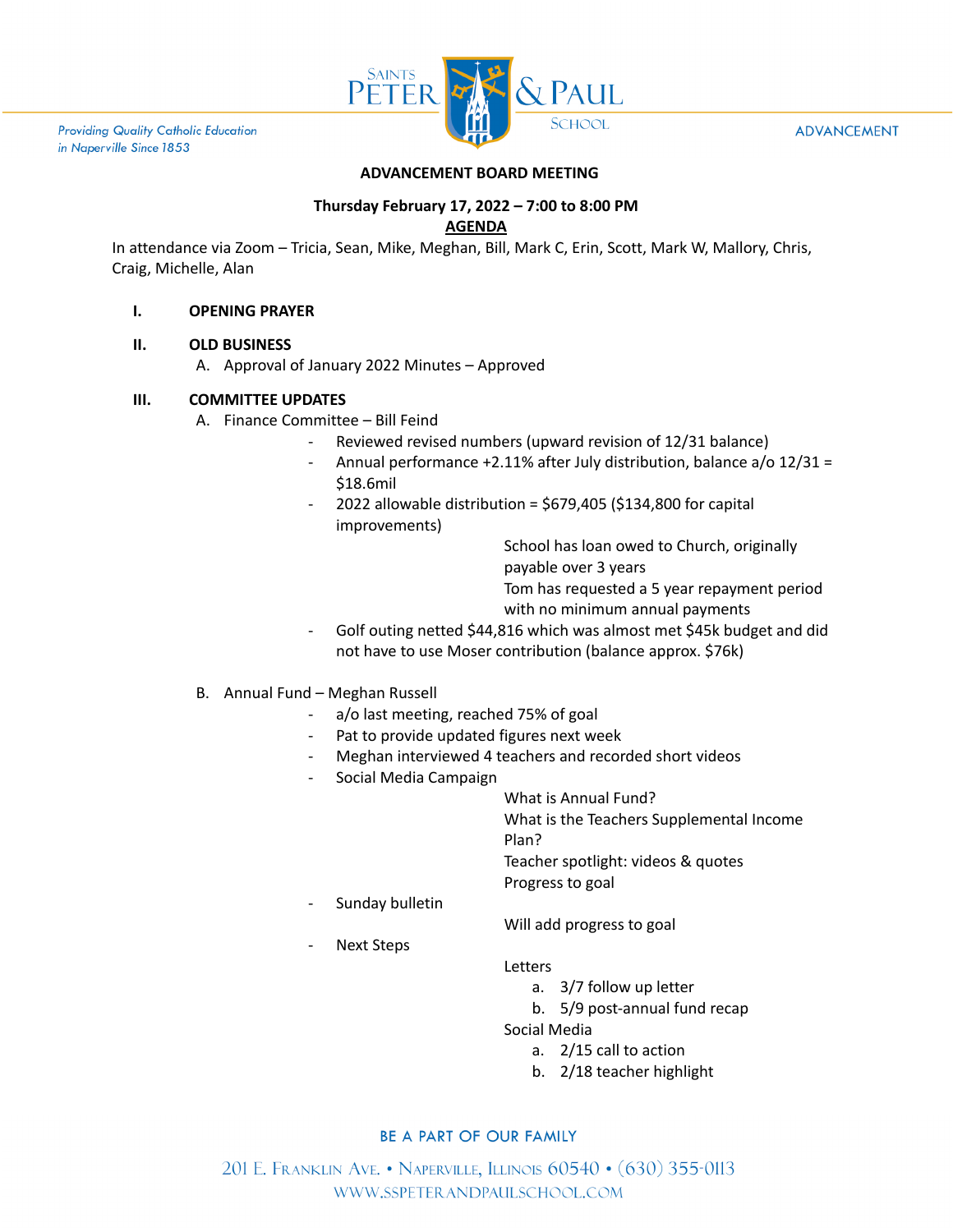**ADVANCEMENT BOARD MEETING**

**Thursday February 17, 2022 – 7:00 to 8:00 PM**

**AGENDA**

In attendance via Zoom – Tricia, Sean, Mike, Meghan, Bill, Mark C, Erin, Scott, Mark W, Mallory, Chris, Craig, Michelle, Alan

## I. OPENING PRAYER

## II. OLD BUSINESS

A. Approval of January 2022 Minutes – Approved

## III. COMMITTEE UPDATES

A. Finance Committee – Bill Feind

- Reviewed revised numbers (upward revision of 12/31 balance)
- Annual performance +2.11% after July distribution, balance a/o 12/31 = $18.6mil
- 2022 allowable distribution = $679,405 ($134,800 for capital improvements)
  - School has loan owed to Church, originally payable over 3 years
  - Tom has requested a 5 year repayment period with no minimum annual payments
- Golf outing netted $44,816 which was almost met $45k budget and did not have to use Moser contribution (balance approx. $76k)

B. Annual Fund – Meghan Russell

- a/o last meeting, reached 75% of goal
- Pat to provide updated figures next week
- Meghan interviewed 4 teachers and recorded short videos
- Social Media Campaign
  - What is Annual Fund?
  - What is the Teachers Supplemental Income Plan?
  - Teacher spotlight: videos & quotes
  - Progress to goal
- Sunday bulletin
  - Will add progress to goal
- Next Steps
  - Letters
    - a. 3/7 follow up letter
    - b. 5/9 post-annual fund recap
  - Social Media
    - a. 2/15 call to action
    - b. 2/18 teacher highlight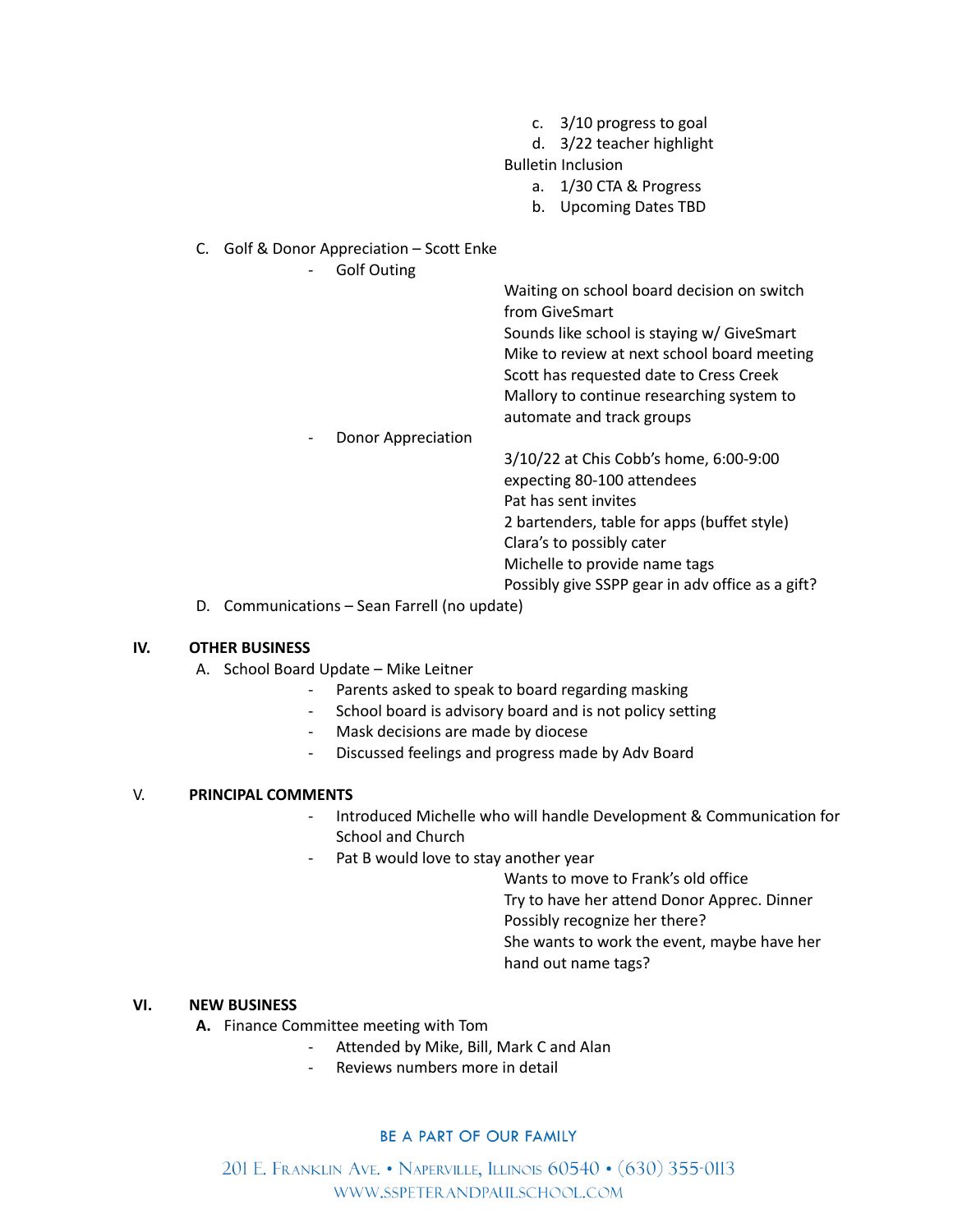c. 3/10 progress to goal
d. 3/22 teacher highlight

Bulletin Inclusion

a. 1/30 CTA & Progress
b. Upcoming Dates TBD

C. Golf & Donor Appreciation – Scott Enke

- Golf Outing

  Waiting on school board decision on switch from GiveSmart
  Sounds like school is staying w/ GiveSmart
  Mike to review at next school board meeting
  Scott has requested date to Cress Creek
  Mallory to continue researching system to automate and track groups

- Donor Appreciation

  3/10/22 at Chis Cobb's home, 6:00-9:00
  expecting 80-100 attendees
  Pat has sent invites
  2 bartenders, table for apps (buffet style)
  Clara's to possibly cater
  Michelle to provide name tags
  Possibly give SSPP gear in adv office as a gift?

D. Communications – Sean Farrell (no update)

## IV. OTHER BUSINESS

A. School Board Update – Mike Leitner

- Parents asked to speak to board regarding masking
- School board is advisory board and is not policy setting
- Mask decisions are made by diocese
- Discussed feelings and progress made by Adv Board

## V. PRINCIPAL COMMENTS

- Introduced Michelle who will handle Development & Communication for School and Church
- Pat B would love to stay another year

  Wants to move to Frank's old office
  Try to have her attend Donor Apprec. Dinner
  Possibly recognize her there?
  She wants to work the event, maybe have her hand out name tags?

## VI. NEW BUSINESS

**A.** Finance Committee meeting with Tom

- Attended by Mike, Bill, Mark C and Alan
- Reviews numbers more in detail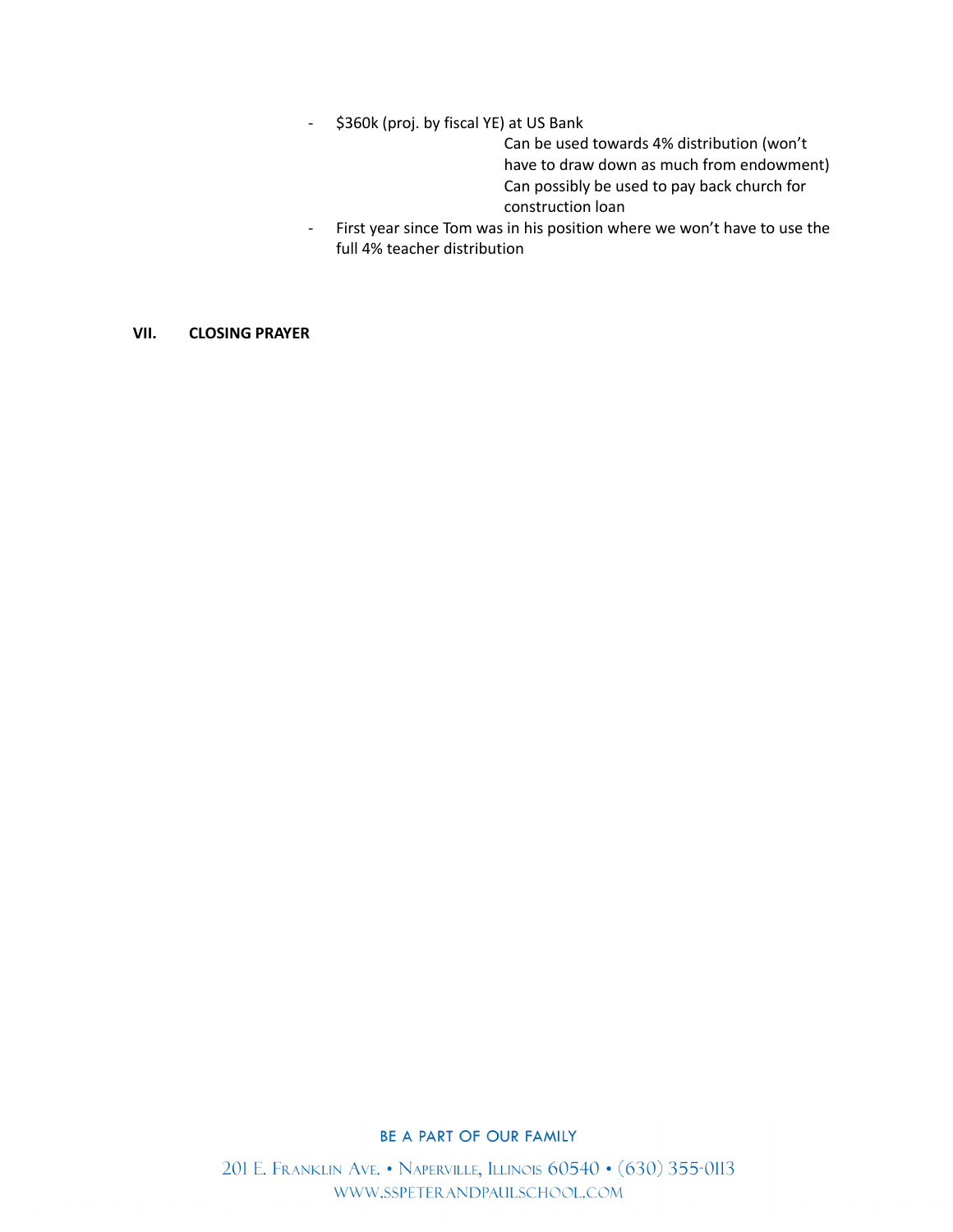- $360k (proj. by fiscal YE) at US Bank
    - Can be used towards 4% distribution (won't have to draw down as much from endowment)
    - Can possibly be used to pay back church for construction loan
- First year since Tom was in his position where we won't have to use the full 4% teacher distribution

**VII. CLOSING PRAYER**